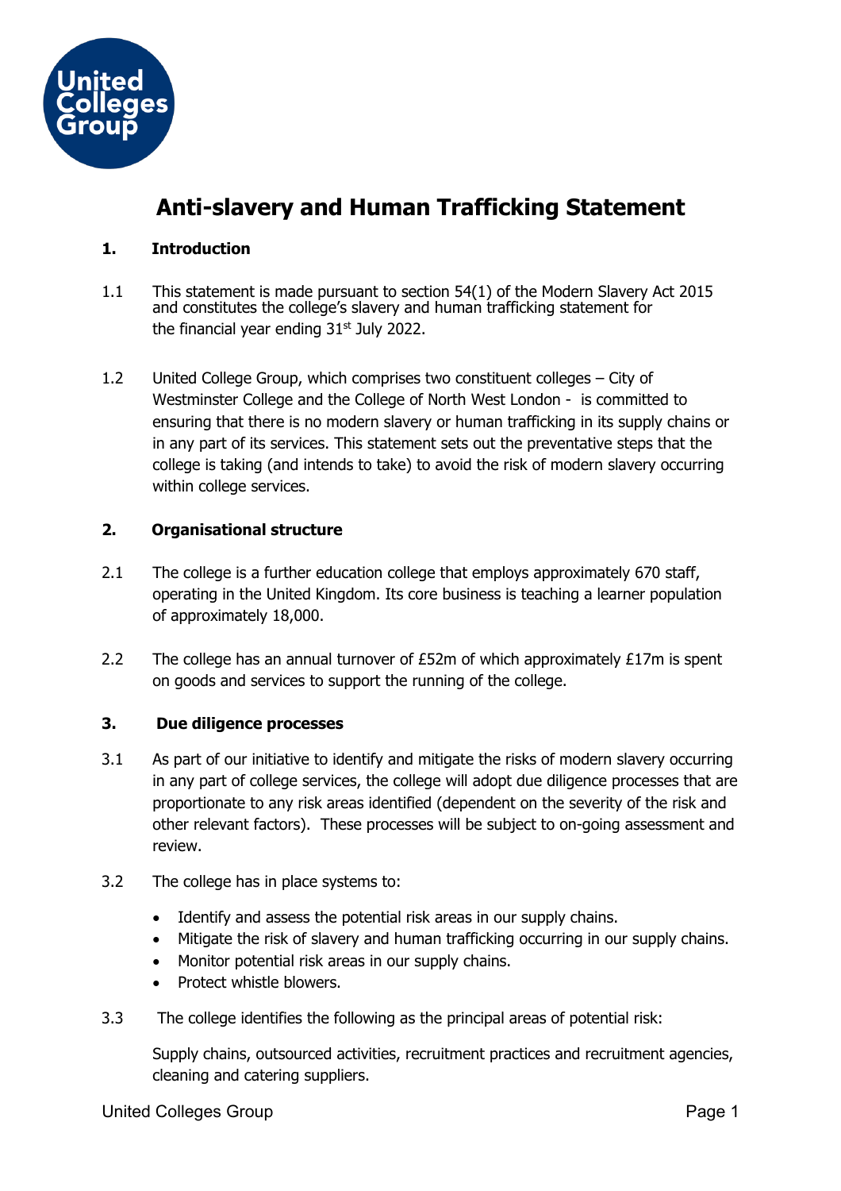# Anti-slavery and Human Trafficking Statement

## 1. Introduction

1.1 This statement is made pursuant to section 54(1) of the Modern Slavery Act 2015 and constitutes the college's slavery and human trafficking statement for the financial year ending 31st July 2022.

1.2 United College Group, which comprises two constituent colleges – City of Westminster College and the College of North West London - is committed to ensuring that there is no modern slavery or human trafficking in its supply chains or in any part of its services. This statement sets out the preventative steps that the college is taking (and intends to take) to avoid the risk of modern slavery occurring within college services.

## 2. Organisational structure

2.1 The college is a further education college that employs approximately 670 staff, operating in the United Kingdom. Its core business is teaching a learner population of approximately 18,000.

2.2 The college has an annual turnover of £52m of which approximately £17m is spent on goods and services to support the running of the college.

## 3. Due diligence processes

3.1 As part of our initiative to identify and mitigate the risks of modern slavery occurring in any part of college services, the college will adopt due diligence processes that are proportionate to any risk areas identified (dependent on the severity of the risk and other relevant factors). These processes will be subject to on-going assessment and review.

3.2 The college has in place systems to:

- Identify and assess the potential risk areas in our supply chains.
- Mitigate the risk of slavery and human trafficking occurring in our supply chains.
- Monitor potential risk areas in our supply chains.
- Protect whistle blowers.

3.3 The college identifies the following as the principal areas of potential risk:

Supply chains, outsourced activities, recruitment practices and recruitment agencies, cleaning and catering suppliers.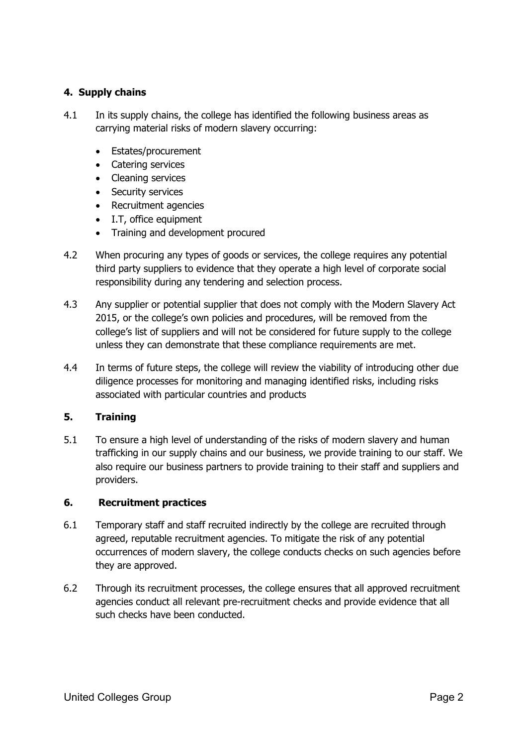## 4. Supply chains

4.1 In its supply chains, the college has identified the following business areas as carrying material risks of modern slavery occurring:

- Estates/procurement
- Catering services
- Cleaning services
- Security services
- Recruitment agencies
- I.T, office equipment
- Training and development procured

4.2 When procuring any types of goods or services, the college requires any potential third party suppliers to evidence that they operate a high level of corporate social responsibility during any tendering and selection process.

4.3 Any supplier or potential supplier that does not comply with the Modern Slavery Act 2015, or the college's own policies and procedures, will be removed from the college's list of suppliers and will not be considered for future supply to the college unless they can demonstrate that these compliance requirements are met.

4.4 In terms of future steps, the college will review the viability of introducing other due diligence processes for monitoring and managing identified risks, including risks associated with particular countries and products

## 5. Training

5.1 To ensure a high level of understanding of the risks of modern slavery and human trafficking in our supply chains and our business, we provide training to our staff. We also require our business partners to provide training to their staff and suppliers and providers.

## 6. Recruitment practices

6.1 Temporary staff and staff recruited indirectly by the college are recruited through agreed, reputable recruitment agencies. To mitigate the risk of any potential occurrences of modern slavery, the college conducts checks on such agencies before they are approved.

6.2 Through its recruitment processes, the college ensures that all approved recruitment agencies conduct all relevant pre-recruitment checks and provide evidence that all such checks have been conducted.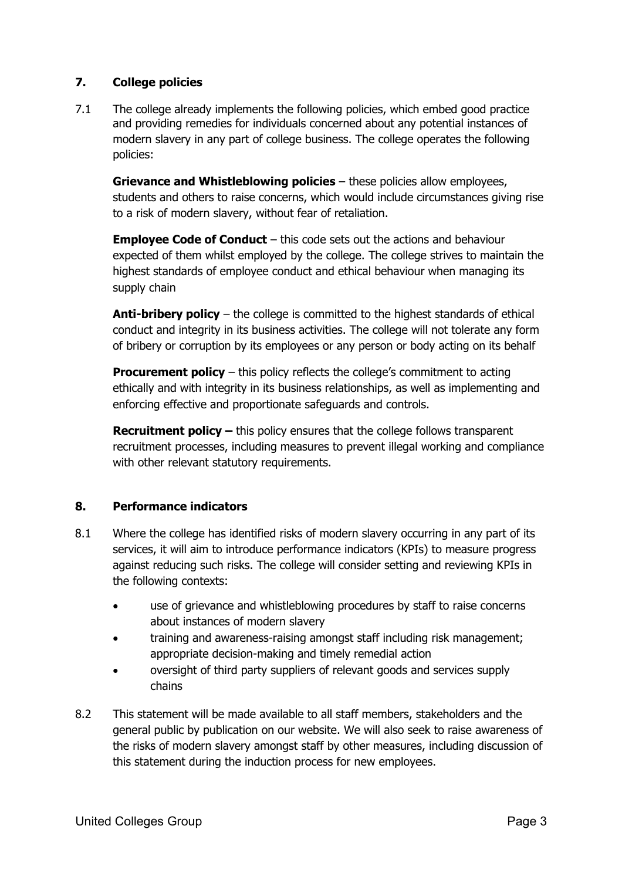## 7. College policies

7.1 The college already implements the following policies, which embed good practice and providing remedies for individuals concerned about any potential instances of modern slavery in any part of college business. The college operates the following policies:

**Grievance and Whistleblowing policies** – these policies allow employees, students and others to raise concerns, which would include circumstances giving rise to a risk of modern slavery, without fear of retaliation.

**Employee Code of Conduct** – this code sets out the actions and behaviour expected of them whilst employed by the college. The college strives to maintain the highest standards of employee conduct and ethical behaviour when managing its supply chain

**Anti-bribery policy** – the college is committed to the highest standards of ethical conduct and integrity in its business activities. The college will not tolerate any form of bribery or corruption by its employees or any person or body acting on its behalf

**Procurement policy** – this policy reflects the college's commitment to acting ethically and with integrity in its business relationships, as well as implementing and enforcing effective and proportionate safeguards and controls.

**Recruitment policy –** this policy ensures that the college follows transparent recruitment processes, including measures to prevent illegal working and compliance with other relevant statutory requirements.

## 8. Performance indicators

8.1 Where the college has identified risks of modern slavery occurring in any part of its services, it will aim to introduce performance indicators (KPIs) to measure progress against reducing such risks. The college will consider setting and reviewing KPIs in the following contexts:

- use of grievance and whistleblowing procedures by staff to raise concerns about instances of modern slavery
- training and awareness-raising amongst staff including risk management; appropriate decision-making and timely remedial action
- oversight of third party suppliers of relevant goods and services supply chains

8.2 This statement will be made available to all staff members, stakeholders and the general public by publication on our website. We will also seek to raise awareness of the risks of modern slavery amongst staff by other measures, including discussion of this statement during the induction process for new employees.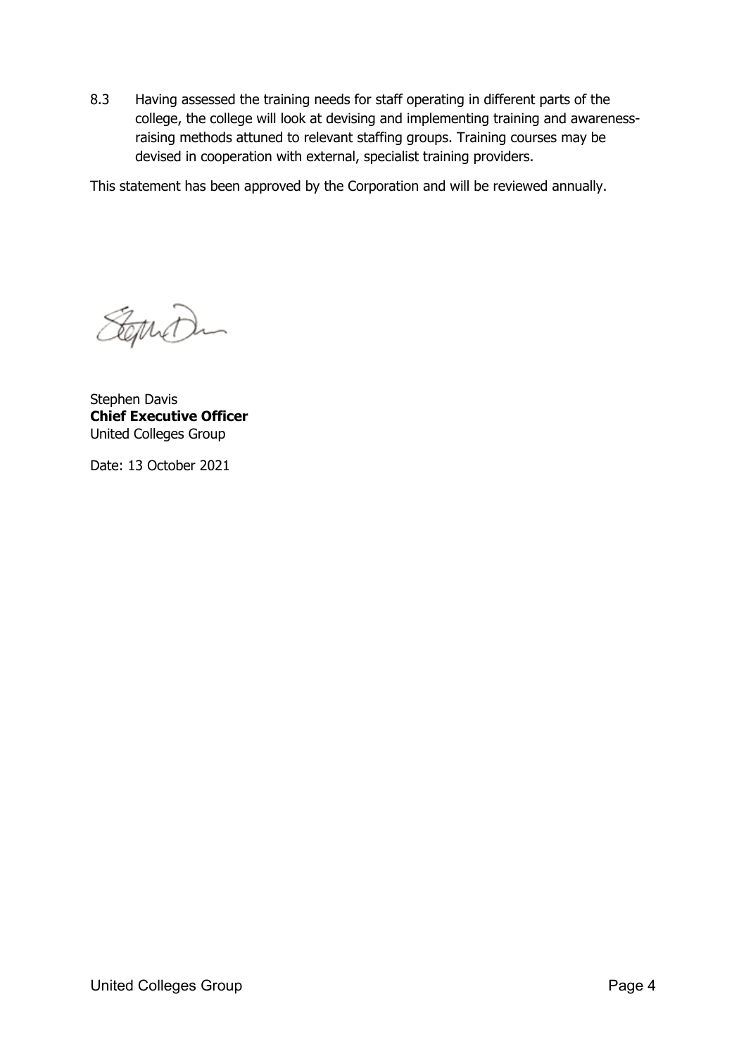8.3 Having assessed the training needs for staff operating in different parts of the college, the college will look at devising and implementing training and awareness-raising methods attuned to relevant staffing groups. Training courses may be devised in cooperation with external, specialist training providers.

This statement has been approved by the Corporation and will be reviewed annually.

Stephen Davis
**Chief Executive Officer**
United Colleges Group

Date: 13 October 2021